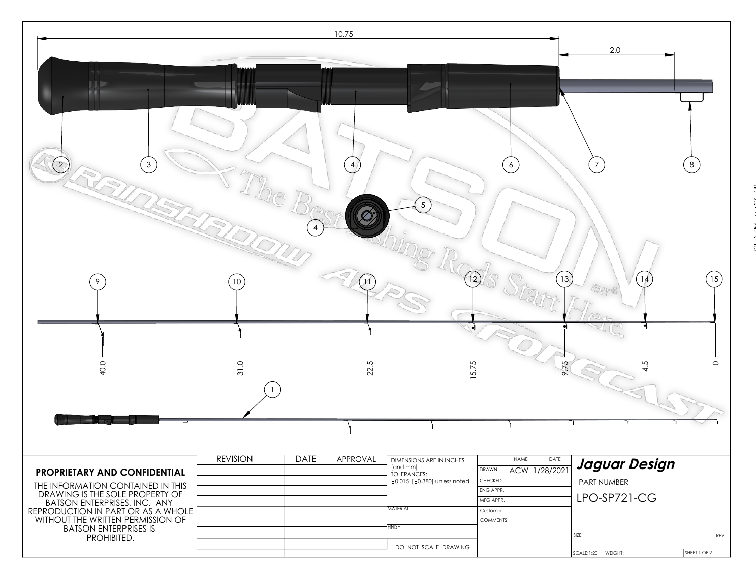10.75

2.0

2 3 4 6 7 8

4 5

9 10 11 12 13 14 15

40.0 31.0 22.5 15.75 9.75 4.5 0

1

**PROPRIETARY AND CONFIDENTIAL**

THE INFORMATION CONTAINED IN THIS DRAWING IS THE SOLE PROPERTY OF BATSON ENTERPRISES, INC. ANY REPRODUCTION IN PART OR AS A WHOLE WITHOUT THE WRITTEN PERMISSION OF BATSON ENTERPRISES IS PROHIBITED.

| REVISION | DATE | APPROVAL |
| --- | --- | --- |
| | | |
| | | |
| | | |
| | | |
| | | |
| | | |
| | | |

DIMENSIONS ARE IN INCHES [and mm]
TOLERANCES:
±0.015 [±0.380] unless noted

MATERIAL

FINISH

DO NOT SCALE DRAWING

| | NAME | DATE |
| --- | --- | --- |
| DRAWN | ACW | 1/28/2021 |
| CHECKED | | |
| ENG APPR. | | |
| MFG APPR. | | |
| Customer | | |

COMMENTS:

***Jaguar Design***

PART NUMBER

LPO-SP721-CG

SIZE | REV.

SCALE:1:20 | WEIGHT: | SHEET 1 OF 2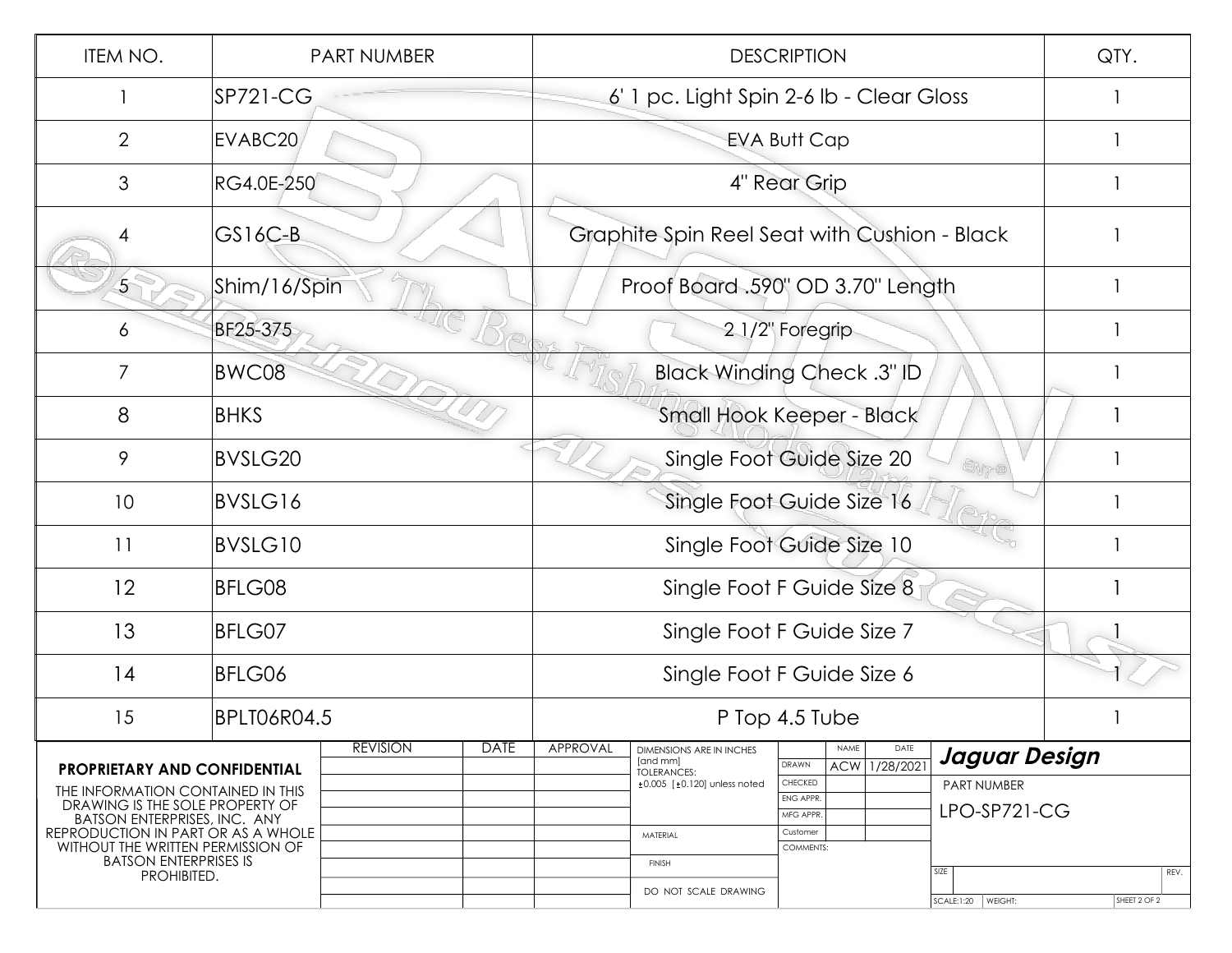| ITEM NO. | PART NUMBER | DESCRIPTION | QTY. |
|---|---|---|---|
| 1 | SP721-CG | 6' 1 pc. Light Spin 2-6 lb - Clear Gloss | 1 |
| 2 | EVABC20 | EVA Butt Cap | 1 |
| 3 | RG4.0E-250 | 4" Rear Grip | 1 |
| 4 | GS16C-B | Graphite Spin Reel Seat with Cushion - Black | 1 |
| 5 | Shim/16/Spin | Proof Board .590" OD 3.70" Length | 1 |
| 6 | BF25-375 | 2 1/2" Foregrip | 1 |
| 7 | BWC08 | Black Winding Check .3" ID | 1 |
| 8 | BHKS | Small Hook Keeper - Black | 1 |
| 9 | BVSLG20 | Single Foot Guide Size 20 | 1 |
| 10 | BVSLG16 | Single Foot Guide Size 16 | 1 |
| 11 | BVSLG10 | Single Foot Guide Size 10 | 1 |
| 12 | BFLG08 | Single Foot F Guide Size 8 | 1 |
| 13 | BFLG07 | Single Foot F Guide Size 7 | 1 |
| 14 | BFLG06 | Single Foot F Guide Size 6 | 1 |
| 15 | BPLT06R04.5 | P Top 4.5 Tube | 1 |

**PROPRIETARY AND CONFIDENTIAL**

THE INFORMATION CONTAINED IN THIS DRAWING IS THE SOLE PROPERTY OF BATSON ENTERPRISES, INC. ANY REPRODUCTION IN PART OR AS A WHOLE WITHOUT THE WRITTEN PERMISSION OF BATSON ENTERPRISES IS PROHIBITED.

| REVISION | DATE | APPROVAL |
|---|---|---|
| | | |

DIMENSIONS ARE IN INCHES [and mm]
TOLERANCES:
±0.005 [±0.120] unless noted

MATERIAL

FINISH

DO NOT SCALE DRAWING

| | NAME | DATE |
|---|---|---|
| DRAWN | ACW | 1/28/2021 |
| CHECKED | | |
| ENG APPR. | | |
| MFG APPR. | | |
| Customer | | |

COMMENTS:

***Jaguar Design***

PART NUMBER
LPO-SP721-CG

SIZE | REV.

SCALE:1:20 | WEIGHT: | SHEET 2 OF 2